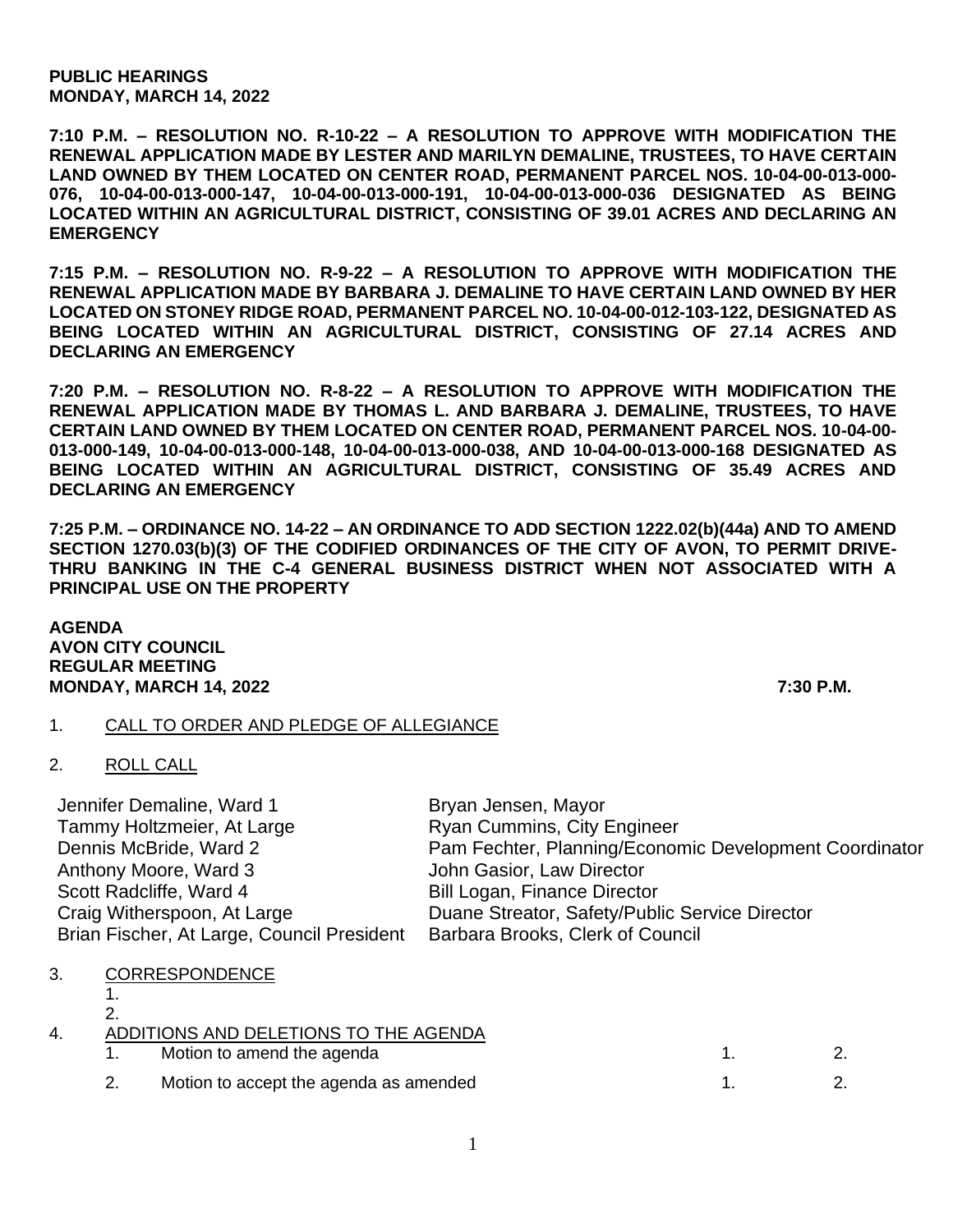**PUBLIC HEARINGS**
**MONDAY, MARCH 14, 2022**

**7:10 P.M. – RESOLUTION NO. R-10-22 – A RESOLUTION TO APPROVE WITH MODIFICATION THE RENEWAL APPLICATION MADE BY LESTER AND MARILYN DEMALINE, TRUSTEES, TO HAVE CERTAIN LAND OWNED BY THEM LOCATED ON CENTER ROAD, PERMANENT PARCEL NOS. 10-04-00-013-000-076, 10-04-00-013-000-147, 10-04-00-013-000-191, 10-04-00-013-000-036 DESIGNATED AS BEING LOCATED WITHIN AN AGRICULTURAL DISTRICT, CONSISTING OF 39.01 ACRES AND DECLARING AN EMERGENCY**

**7:15 P.M. – RESOLUTION NO. R-9-22 – A RESOLUTION TO APPROVE WITH MODIFICATION THE RENEWAL APPLICATION MADE BY BARBARA J. DEMALINE TO HAVE CERTAIN LAND OWNED BY HER LOCATED ON STONEY RIDGE ROAD, PERMANENT PARCEL NO. 10-04-00-012-103-122, DESIGNATED AS BEING LOCATED WITHIN AN AGRICULTURAL DISTRICT, CONSISTING OF 27.14 ACRES AND DECLARING AN EMERGENCY**

**7:20 P.M. – RESOLUTION NO. R-8-22 – A RESOLUTION TO APPROVE WITH MODIFICATION THE RENEWAL APPLICATION MADE BY THOMAS L. AND BARBARA J. DEMALINE, TRUSTEES, TO HAVE CERTAIN LAND OWNED BY THEM LOCATED ON CENTER ROAD, PERMANENT PARCEL NOS. 10-04-00-013-000-149, 10-04-00-013-000-148, 10-04-00-013-000-038, AND 10-04-00-013-000-168 DESIGNATED AS BEING LOCATED WITHIN AN AGRICULTURAL DISTRICT, CONSISTING OF 35.49 ACRES AND DECLARING AN EMERGENCY**

**7:25 P.M. – ORDINANCE NO. 14-22 – AN ORDINANCE TO ADD SECTION 1222.02(b)(44a) AND TO AMEND SECTION 1270.03(b)(3) OF THE CODIFIED ORDINANCES OF THE CITY OF AVON, TO PERMIT DRIVE-THRU BANKING IN THE C-4 GENERAL BUSINESS DISTRICT WHEN NOT ASSOCIATED WITH A PRINCIPAL USE ON THE PROPERTY**

**AGENDA**
**AVON CITY COUNCIL**
**REGULAR MEETING**
**MONDAY, MARCH 14, 2022 7:30 P.M.**

1. CALL TO ORDER AND PLEDGE OF ALLEGIANCE

2. ROLL CALL

| | |
|---|---|
| Jennifer Demaline, Ward 1 | Bryan Jensen, Mayor |
| Tammy Holtzmeier, At Large | Ryan Cummins, City Engineer |
| Dennis McBride, Ward 2 | Pam Fechter, Planning/Economic Development Coordinator |
| Anthony Moore, Ward 3 | John Gasior, Law Director |
| Scott Radcliffe, Ward 4 | Bill Logan, Finance Director |
| Craig Witherspoon, At Large | Duane Streator, Safety/Public Service Director |
| Brian Fischer, At Large, Council President | Barbara Brooks, Clerk of Council |

3. CORRESPONDENCE
   1.
   2.

4. ADDITIONS AND DELETIONS TO THE AGENDA
   1. Motion to amend the agenda 1. 2.
   2. Motion to accept the agenda as amended 1. 2.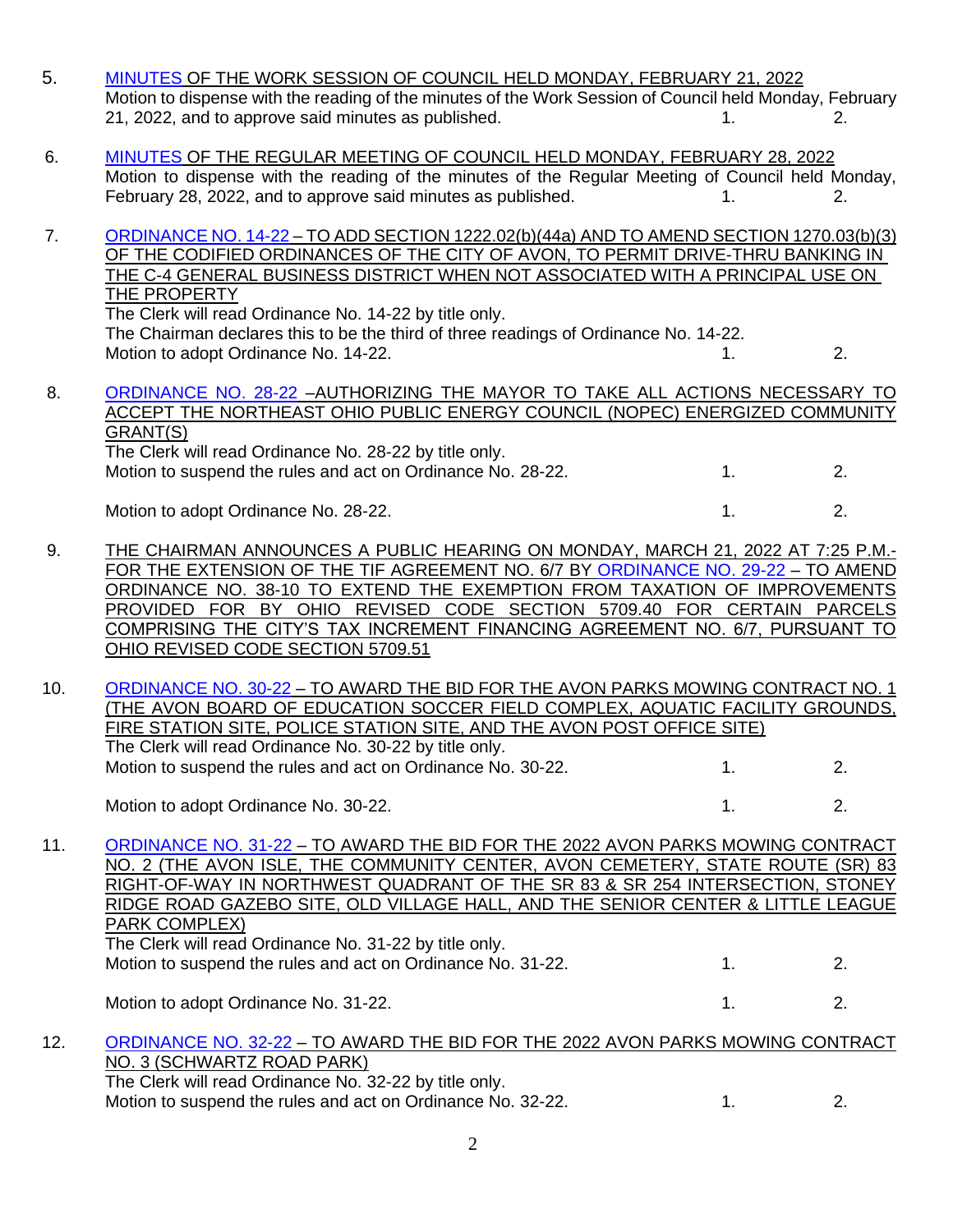5. MINUTES OF THE WORK SESSION OF COUNCIL HELD MONDAY, FEBRUARY 21, 2022
   Motion to dispense with the reading of the minutes of the Work Session of Council held Monday, February 21, 2022, and to approve said minutes as published. 1. 2.

6. MINUTES OF THE REGULAR MEETING OF COUNCIL HELD MONDAY, FEBRUARY 28, 2022
   Motion to dispense with the reading of the minutes of the Regular Meeting of Council held Monday, February 28, 2022, and to approve said minutes as published. 1. 2.

7. ORDINANCE NO. 14-22 – TO ADD SECTION 1222.02(b)(44a) AND TO AMEND SECTION 1270.03(b)(3) OF THE CODIFIED ORDINANCES OF THE CITY OF AVON, TO PERMIT DRIVE-THRU BANKING IN THE C-4 GENERAL BUSINESS DISTRICT WHEN NOT ASSOCIATED WITH A PRINCIPAL USE ON THE PROPERTY
   The Clerk will read Ordinance No. 14-22 by title only.
   The Chairman declares this to be the third of three readings of Ordinance No. 14-22.
   Motion to adopt Ordinance No. 14-22. 1. 2.

8. ORDINANCE NO. 28-22 –AUTHORIZING THE MAYOR TO TAKE ALL ACTIONS NECESSARY TO ACCEPT THE NORTHEAST OHIO PUBLIC ENERGY COUNCIL (NOPEC) ENERGIZED COMMUNITY GRANT(S)
   The Clerk will read Ordinance No. 28-22 by title only.
   Motion to suspend the rules and act on Ordinance No. 28-22. 1. 2.

   Motion to adopt Ordinance No. 28-22. 1. 2.

9. THE CHAIRMAN ANNOUNCES A PUBLIC HEARING ON MONDAY, MARCH 21, 2022 AT 7:25 P.M.- FOR THE EXTENSION OF THE TIF AGREEMENT NO. 6/7 BY ORDINANCE NO. 29-22 – TO AMEND ORDINANCE NO. 38-10 TO EXTEND THE EXEMPTION FROM TAXATION OF IMPROVEMENTS PROVIDED FOR BY OHIO REVISED CODE SECTION 5709.40 FOR CERTAIN PARCELS COMPRISING THE CITY'S TAX INCREMENT FINANCING AGREEMENT NO. 6/7, PURSUANT TO OHIO REVISED CODE SECTION 5709.51

10. ORDINANCE NO. 30-22 – TO AWARD THE BID FOR THE AVON PARKS MOWING CONTRACT NO. 1 (THE AVON BOARD OF EDUCATION SOCCER FIELD COMPLEX, AQUATIC FACILITY GROUNDS, FIRE STATION SITE, POLICE STATION SITE, AND THE AVON POST OFFICE SITE)
    The Clerk will read Ordinance No. 30-22 by title only.
    Motion to suspend the rules and act on Ordinance No. 30-22. 1. 2.

    Motion to adopt Ordinance No. 30-22. 1. 2.

11. ORDINANCE NO. 31-22 – TO AWARD THE BID FOR THE 2022 AVON PARKS MOWING CONTRACT NO. 2 (THE AVON ISLE, THE COMMUNITY CENTER, AVON CEMETERY, STATE ROUTE (SR) 83 RIGHT-OF-WAY IN NORTHWEST QUADRANT OF THE SR 83 & SR 254 INTERSECTION, STONEY RIDGE ROAD GAZEBO SITE, OLD VILLAGE HALL, AND THE SENIOR CENTER & LITTLE LEAGUE PARK COMPLEX)
    The Clerk will read Ordinance No. 31-22 by title only.
    Motion to suspend the rules and act on Ordinance No. 31-22. 1. 2.

    Motion to adopt Ordinance No. 31-22. 1. 2.

12. ORDINANCE NO. 32-22 – TO AWARD THE BID FOR THE 2022 AVON PARKS MOWING CONTRACT NO. 3 (SCHWARTZ ROAD PARK)
    The Clerk will read Ordinance No. 32-22 by title only.
    Motion to suspend the rules and act on Ordinance No. 32-22. 1. 2.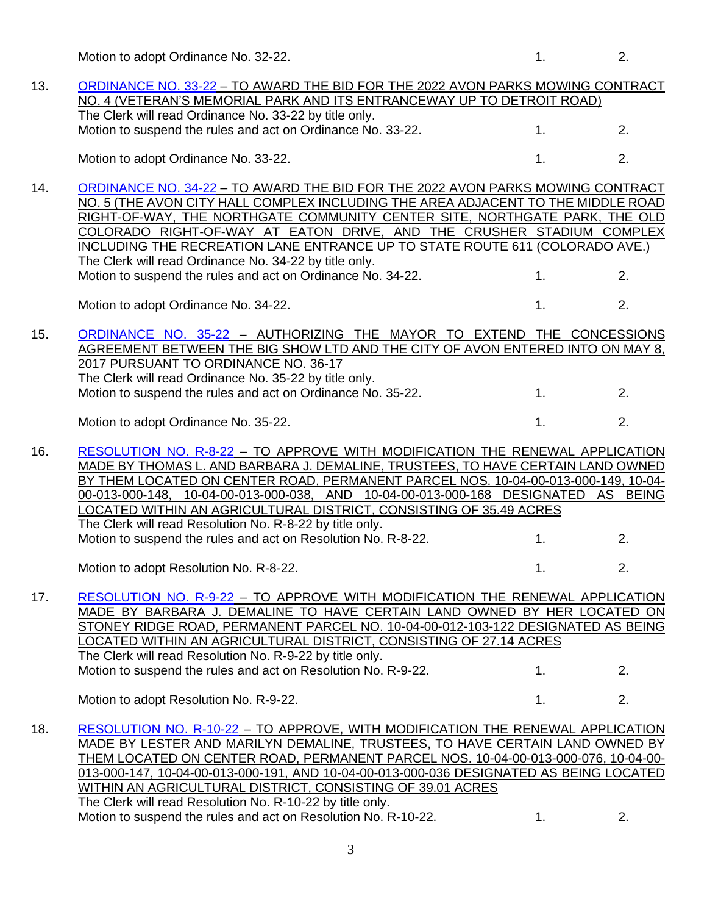Motion to adopt Ordinance No. 32-22. 1. 2.

13. ORDINANCE NO. 33-22 – TO AWARD THE BID FOR THE 2022 AVON PARKS MOWING CONTRACT NO. 4 (VETERAN'S MEMORIAL PARK AND ITS ENTRANCEWAY UP TO DETROIT ROAD)
The Clerk will read Ordinance No. 33-22 by title only.
Motion to suspend the rules and act on Ordinance No. 33-22. 1. 2.

Motion to adopt Ordinance No. 33-22. 1. 2.

14. ORDINANCE NO. 34-22 – TO AWARD THE BID FOR THE 2022 AVON PARKS MOWING CONTRACT NO. 5 (THE AVON CITY HALL COMPLEX INCLUDING THE AREA ADJACENT TO THE MIDDLE ROAD RIGHT-OF-WAY, THE NORTHGATE COMMUNITY CENTER SITE, NORTHGATE PARK, THE OLD COLORADO RIGHT-OF-WAY AT EATON DRIVE, AND THE CRUSHER STADIUM COMPLEX INCLUDING THE RECREATION LANE ENTRANCE UP TO STATE ROUTE 611 (COLORADO AVE.)
The Clerk will read Ordinance No. 34-22 by title only.
Motion to suspend the rules and act on Ordinance No. 34-22. 1. 2.

Motion to adopt Ordinance No. 34-22. 1. 2.

15. ORDINANCE NO. 35-22 – AUTHORIZING THE MAYOR TO EXTEND THE CONCESSIONS AGREEMENT BETWEEN THE BIG SHOW LTD AND THE CITY OF AVON ENTERED INTO ON MAY 8, 2017 PURSUANT TO ORDINANCE NO. 36-17
The Clerk will read Ordinance No. 35-22 by title only.
Motion to suspend the rules and act on Ordinance No. 35-22. 1. 2.

Motion to adopt Ordinance No. 35-22. 1. 2.

16. RESOLUTION NO. R-8-22 – TO APPROVE WITH MODIFICATION THE RENEWAL APPLICATION MADE BY THOMAS L. AND BARBARA J. DEMALINE, TRUSTEES, TO HAVE CERTAIN LAND OWNED BY THEM LOCATED ON CENTER ROAD, PERMANENT PARCEL NOS. 10-04-00-013-000-149, 10-04-00-013-000-148, 10-04-00-013-000-038, AND 10-04-00-013-000-168 DESIGNATED AS BEING LOCATED WITHIN AN AGRICULTURAL DISTRICT, CONSISTING OF 35.49 ACRES
The Clerk will read Resolution No. R-8-22 by title only.
Motion to suspend the rules and act on Resolution No. R-8-22. 1. 2.

Motion to adopt Resolution No. R-8-22. 1. 2.

17. RESOLUTION NO. R-9-22 – TO APPROVE WITH MODIFICATION THE RENEWAL APPLICATION MADE BY BARBARA J. DEMALINE TO HAVE CERTAIN LAND OWNED BY HER LOCATED ON STONEY RIDGE ROAD, PERMANENT PARCEL NO. 10-04-00-012-103-122 DESIGNATED AS BEING LOCATED WITHIN AN AGRICULTURAL DISTRICT, CONSISTING OF 27.14 ACRES
The Clerk will read Resolution No. R-9-22 by title only.
Motion to suspend the rules and act on Resolution No. R-9-22. 1. 2.

Motion to adopt Resolution No. R-9-22. 1. 2.

18. RESOLUTION NO. R-10-22 – TO APPROVE, WITH MODIFICATION THE RENEWAL APPLICATION MADE BY LESTER AND MARILYN DEMALINE, TRUSTEES, TO HAVE CERTAIN LAND OWNED BY THEM LOCATED ON CENTER ROAD, PERMANENT PARCEL NOS. 10-04-00-013-000-076, 10-04-00-013-000-147, 10-04-00-013-000-191, AND 10-04-00-013-000-036 DESIGNATED AS BEING LOCATED WITHIN AN AGRICULTURAL DISTRICT, CONSISTING OF 39.01 ACRES
The Clerk will read Resolution No. R-10-22 by title only.
Motion to suspend the rules and act on Resolution No. R-10-22. 1. 2.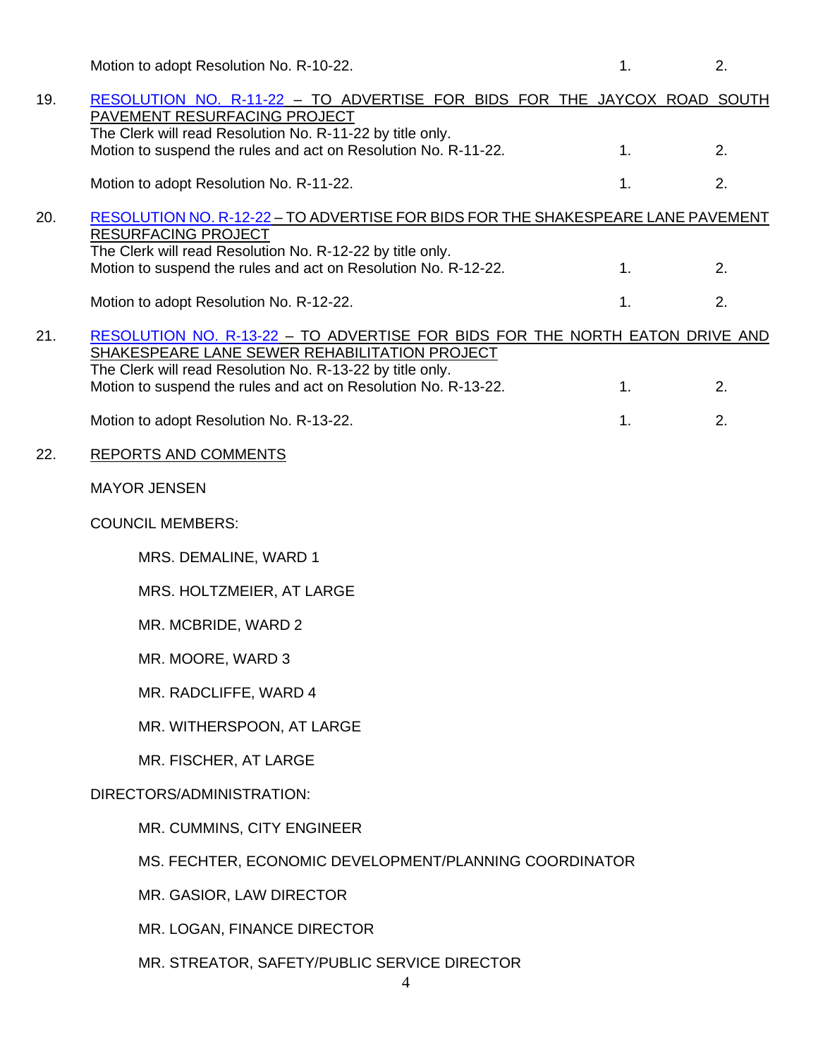Motion to adopt Resolution No. R-10-22. 1. 2.

19. RESOLUTION NO. R-11-22 – TO ADVERTISE FOR BIDS FOR THE JAYCOX ROAD SOUTH PAVEMENT RESURFACING PROJECT
    The Clerk will read Resolution No. R-11-22 by title only.
    Motion to suspend the rules and act on Resolution No. R-11-22. 1. 2.

    Motion to adopt Resolution No. R-11-22. 1. 2.

20. RESOLUTION NO. R-12-22 – TO ADVERTISE FOR BIDS FOR THE SHAKESPEARE LANE PAVEMENT RESURFACING PROJECT
    The Clerk will read Resolution No. R-12-22 by title only.
    Motion to suspend the rules and act on Resolution No. R-12-22. 1. 2.

    Motion to adopt Resolution No. R-12-22. 1. 2.

21. RESOLUTION NO. R-13-22 – TO ADVERTISE FOR BIDS FOR THE NORTH EATON DRIVE AND SHAKESPEARE LANE SEWER REHABILITATION PROJECT
    The Clerk will read Resolution No. R-13-22 by title only.
    Motion to suspend the rules and act on Resolution No. R-13-22. 1. 2.

    Motion to adopt Resolution No. R-13-22. 1. 2.

22. REPORTS AND COMMENTS

    MAYOR JENSEN

    COUNCIL MEMBERS:

    - MRS. DEMALINE, WARD 1
    - MRS. HOLTZMEIER, AT LARGE
    - MR. MCBRIDE, WARD 2
    - MR. MOORE, WARD 3
    - MR. RADCLIFFE, WARD 4
    - MR. WITHERSPOON, AT LARGE
    - MR. FISCHER, AT LARGE

    DIRECTORS/ADMINISTRATION:

    - MR. CUMMINS, CITY ENGINEER
    - MS. FECHTER, ECONOMIC DEVELOPMENT/PLANNING COORDINATOR
    - MR. GASIOR, LAW DIRECTOR
    - MR. LOGAN, FINANCE DIRECTOR
    - MR. STREATOR, SAFETY/PUBLIC SERVICE DIRECTOR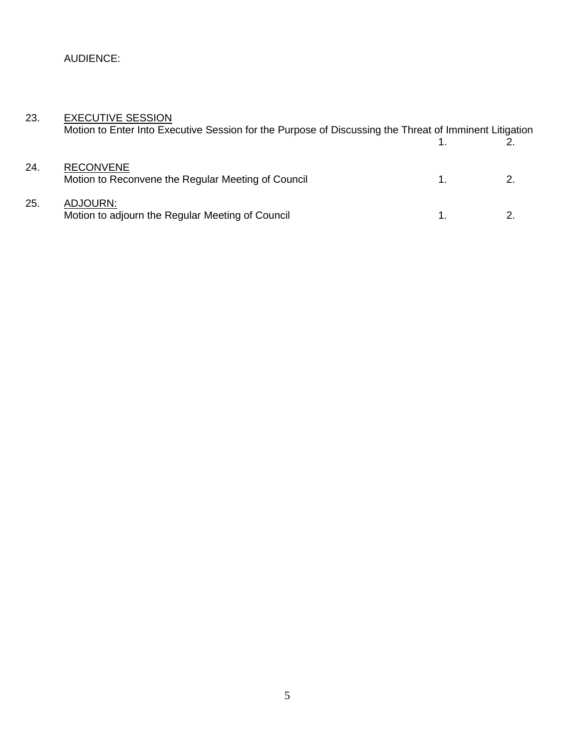AUDIENCE:

23. EXECUTIVE SESSION
    Motion to Enter Into Executive Session for the Purpose of Discussing the Threat of Imminent Litigation
    1. 2.

24. RECONVENE
    Motion to Reconvene the Regular Meeting of Council 1. 2.

25. ADJOURN:
    Motion to adjourn the Regular Meeting of Council 1. 2.